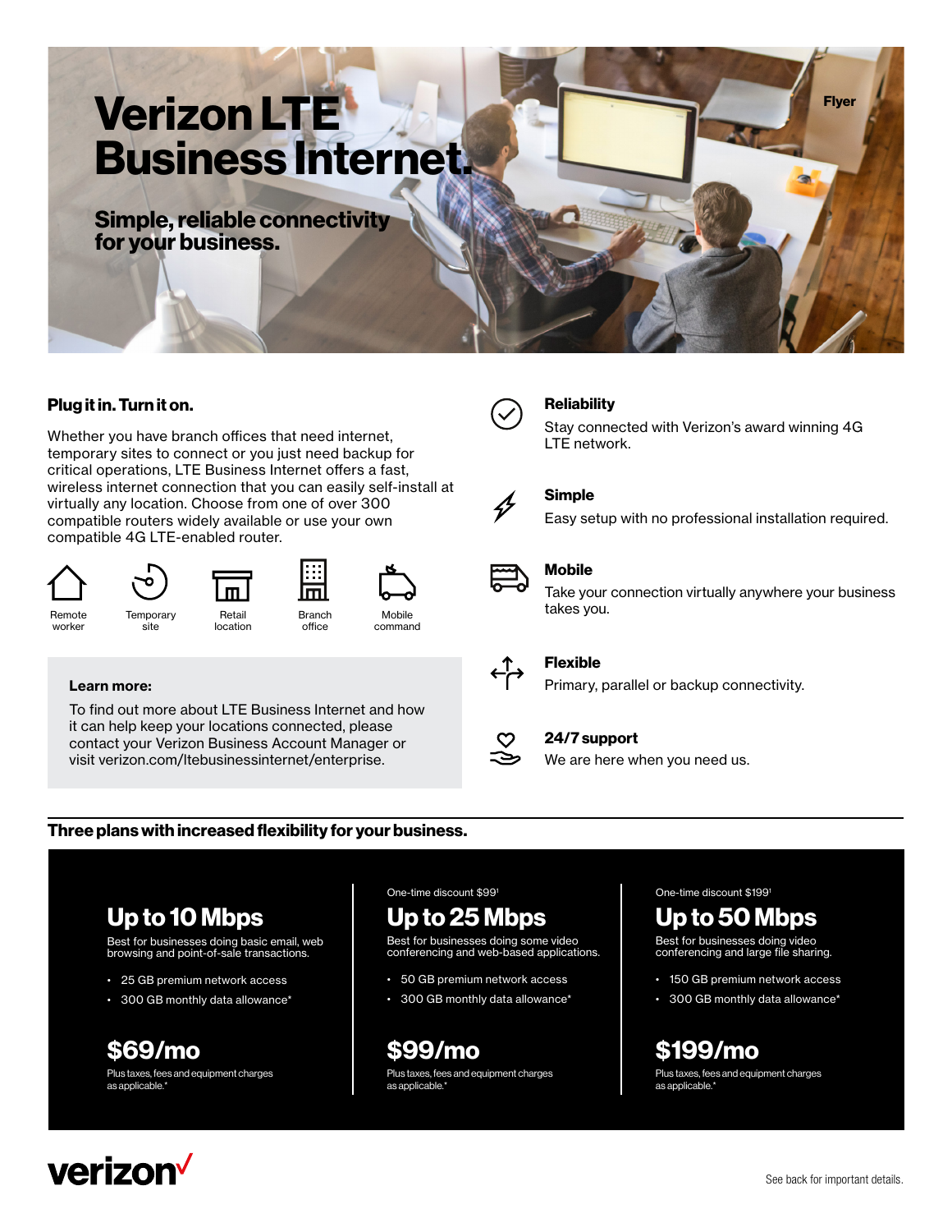Flyer

# Verizon LTE Business Internet.

## Simple, reliable connectivity for your business.

### Plug it in. Turn it on.

Whether you have branch offices that need internet, temporary sites to connect or you just need backup for critical operations, LTE Business Internet offers a fast, wireless internet connection that you can easily self-install at virtually any location. Choose from one of over 300 compatible routers widely available or use your own compatible 4G LTE-enabled router.

Remote worker | Temporary site | Retail location | Branch office | Mobile command

**Learn more:**

To find out more about LTE Business Internet and how it can help keep your locations connected, please contact your Verizon Business Account Manager or visit verizon.com/ltebusinessinternet/enterprise.

**Reliability**

Stay connected with Verizon's award winning 4G LTE network.

**Simple**

Easy setup with no professional installation required.

**Mobile**

Take your connection virtually anywhere your business takes you.

**Flexible**

Primary, parallel or backup connectivity.

**24/7 support**

We are here when you need us.

### Three plans with increased flexibility for your business.

## Up to 10 Mbps

Best for businesses doing basic email, web browsing and point-of-sale transactions.

- 25 GB premium network access
- 300 GB monthly data allowance*

**$69/mo**

Plus taxes, fees and equipment charges as applicable.*

One-time discount $99[1]

## Up to 25 Mbps

Best for businesses doing some video conferencing and web-based applications.

- 50 GB premium network access
- 300 GB monthly data allowance*

**$99/mo**

Plus taxes, fees and equipment charges as applicable.*

One-time discount $199[1]

## Up to 50 Mbps

Best for businesses doing video conferencing and large file sharing.

- 150 GB premium network access
- 300 GB monthly data allowance*

**$199/mo**

Plus taxes, fees and equipment charges as applicable.*

verizon

See back for important details.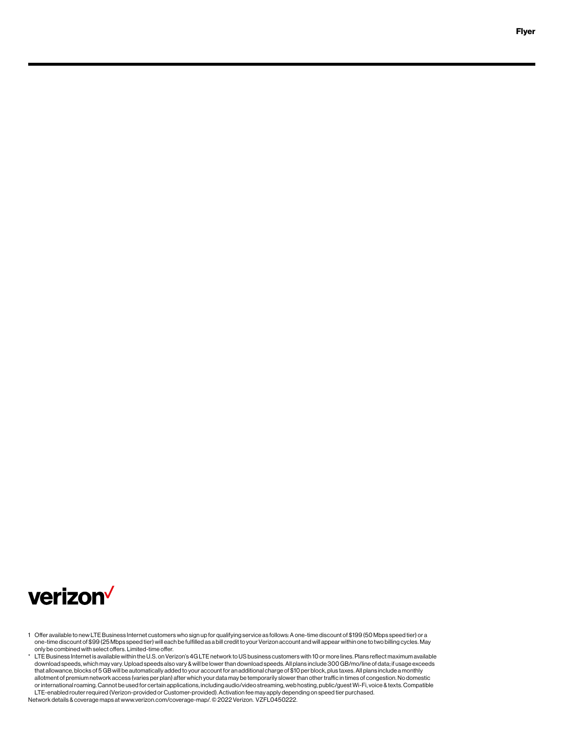verizon

1 Offer available to new LTE Business Internet customers who sign up for qualifying service as follows: A one-time discount of $199 (50 Mbps speed tier) or a one-time discount of $99 (25 Mbps speed tier) will each be fulfilled as a bill credit to your Verizon account and will appear within one to two billing cycles. May only be combined with select offers. Limited-time offer.

* LTE Business Internet is available within the U.S. on Verizon's 4G LTE network to US business customers with 10 or more lines. Plans reflect maximum available download speeds, which may vary. Upload speeds also vary & will be lower than download speeds. All plans include 300 GB/mo/line of data; if usage exceeds that allowance, blocks of 5 GB will be automatically added to your account for an additional charge of $10 per block, plus taxes. All plans include a monthly allotment of premium network access (varies per plan) after which your data may be temporarily slower than other traffic in times of congestion. No domestic or international roaming. Cannot be used for certain applications, including audio/video streaming, web hosting, public/guest Wi-Fi, voice & texts. Compatible LTE-enabled router required (Verizon-provided or Customer-provided). Activation fee may apply depending on speed tier purchased.

Network details & coverage maps at www.verizon.com/coverage-map/. © 2022 Verizon. VZFL0450222.